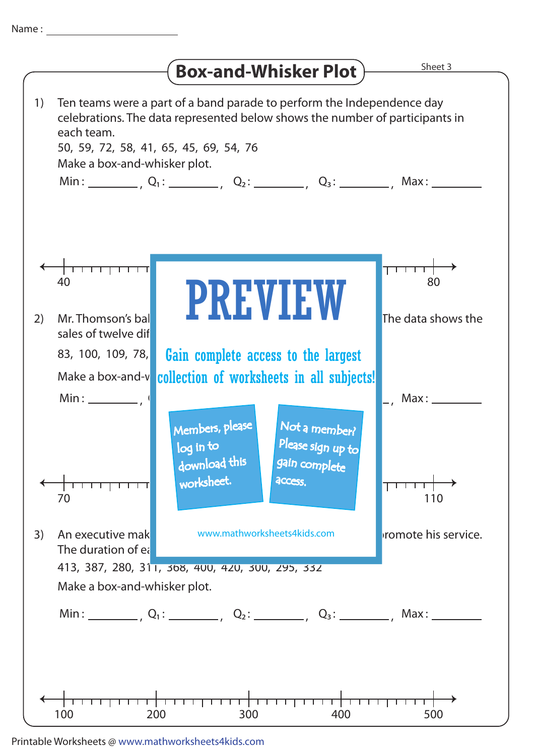Name : ____________________

# Box-and-Whisker Plot

Sheet 3

1) Ten teams were a part of a band parade to perform the Independence day celebrations. The data represented below shows the number of participants in each team.

50, 59, 72, 58, 41, 65, 45, 69, 54, 76

Make a box-and-whisker plot.

Min : ________ , $Q_1$ : ________ , $Q_2$ : ________ , $Q_3$ : ________ , Max : ________

40 ... 80

2) Mr. Thomson's bal... The data shows the sales of twelve dif...

83, 100, 109, 78, ...

Make a box-and-w...

Min : ________ , ... , Max : ________

70 ... 110

PREVIEW

Gain complete access to the largest collection of worksheets in all subjects!

Members, please log in to download this worksheet.

Not a member? Please sign up to gain complete access.

www.mathworksheets4kids.com

3) An executive mak... romote his service. The duration of ea...

413, 387, 280, 311, 368, 400, 420, 300, 295, 332

Make a box-and-whisker plot.

Min : ________ , $Q_1$ : ________ , $Q_2$ : ________ , $Q_3$ : ________ , Max : ________

100 200 300 400 500

Printable Worksheets @ www.mathworksheets4kids.com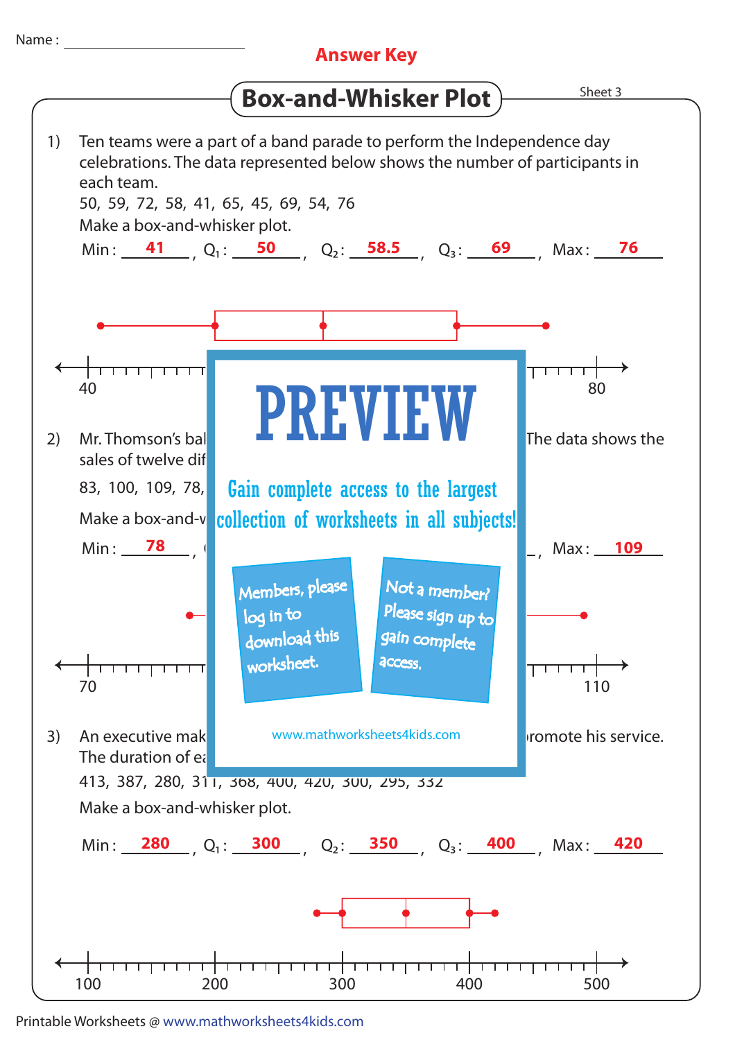Name : ______________________

**Answer Key**

# Box-and-Whisker Plot

Sheet 3

1) Ten teams were a part of a band parade to perform the Independence day celebrations. The data represented below shows the number of participants in each team.

50, 59, 72, 58, 41, 65, 45, 69, 54, 76

Make a box-and-whisker plot.

Min : **41** , $Q_1$ : **50** , $Q_2$ : **58.5** , $Q_3$ : **69** , Max : **76**

40

80

2) Mr. Thomson's bal... The data shows the sales of twelve dif...

83, 100, 109, 78, ...

Make a box-and-w...

Min : **78** , ... , Max : **109**

70

110

PREVIEW

Gain complete access to the largest collection of worksheets in all subjects!

Members, please log in to download this worksheet.

Not a member? Please sign up to gain complete access.

www.mathworksheets4kids.com

3) An executive mak... promote his service. The duration of ea...

413, 387, 280, 311, 368, 400, 420, 300, 295, 332

Make a box-and-whisker plot.

Min : **280** , $Q_1$ : **300** , $Q_2$ : **350** , $Q_3$ : **400** , Max : **420**

100

200

300

400

500

Printable Worksheets @ www.mathworksheets4kids.com